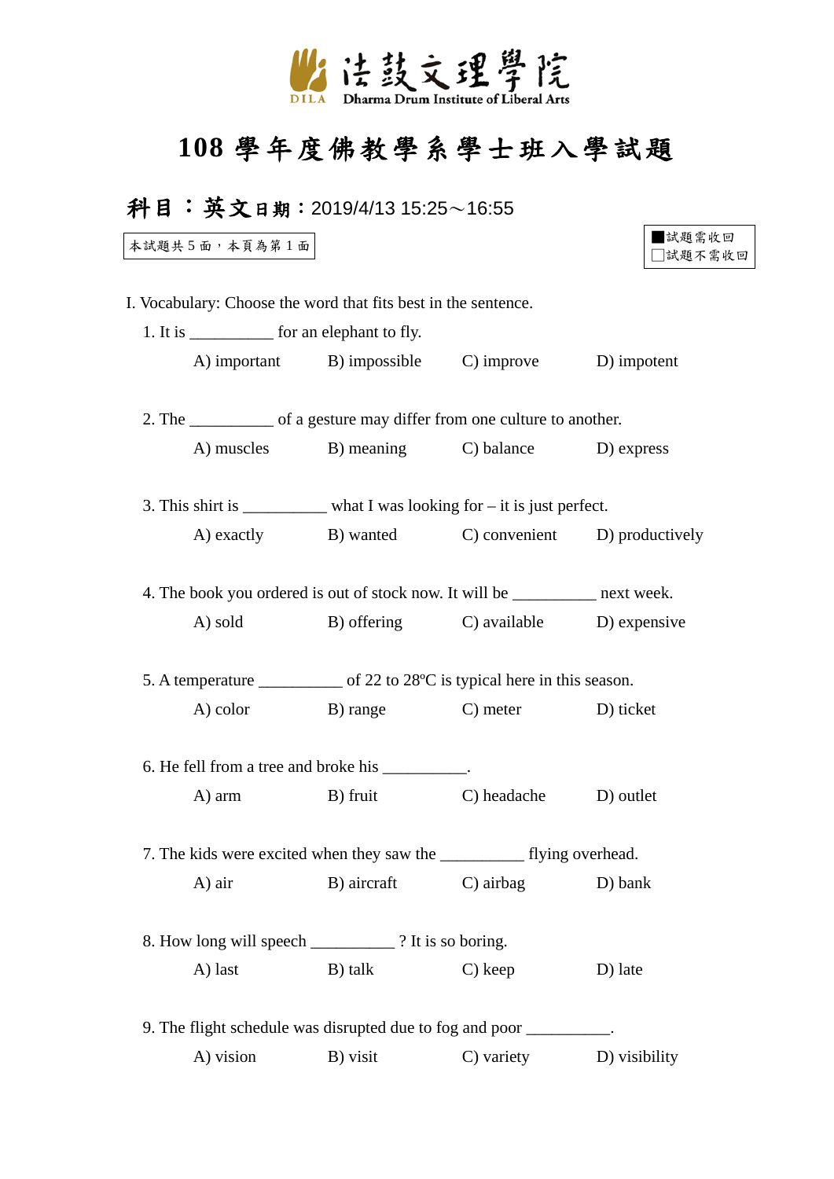法鼓文理學院
DILA Dharma Drum Institute of Liberal Arts

# 108 學年度佛教學系學士班入學試題

**科目：英文** **日期**：2019/4/13 15:25～16:55

本試題共 5 面，本頁為第 1 面

■試題需收回
□試題不需收回

I. Vocabulary: Choose the word that fits best in the sentence.

1. It is __________ for an elephant to fly.
   A) important B) impossible C) improve D) impotent

2. The __________ of a gesture may differ from one culture to another.
   A) muscles B) meaning C) balance D) express

3. This shirt is __________ what I was looking for – it is just perfect.
   A) exactly B) wanted C) convenient D) productively

4. The book you ordered is out of stock now. It will be __________ next week.
   A) sold B) offering C) available D) expensive

5. A temperature __________ of 22 to 28ºC is typical here in this season.
   A) color B) range C) meter D) ticket

6. He fell from a tree and broke his __________.
   A) arm B) fruit C) headache D) outlet

7. The kids were excited when they saw the __________ flying overhead.
   A) air B) aircraft C) airbag D) bank

8. How long will speech __________ ? It is so boring.
   A) last B) talk C) keep D) late

9. The flight schedule was disrupted due to fog and poor __________.
   A) vision B) visit C) variety D) visibility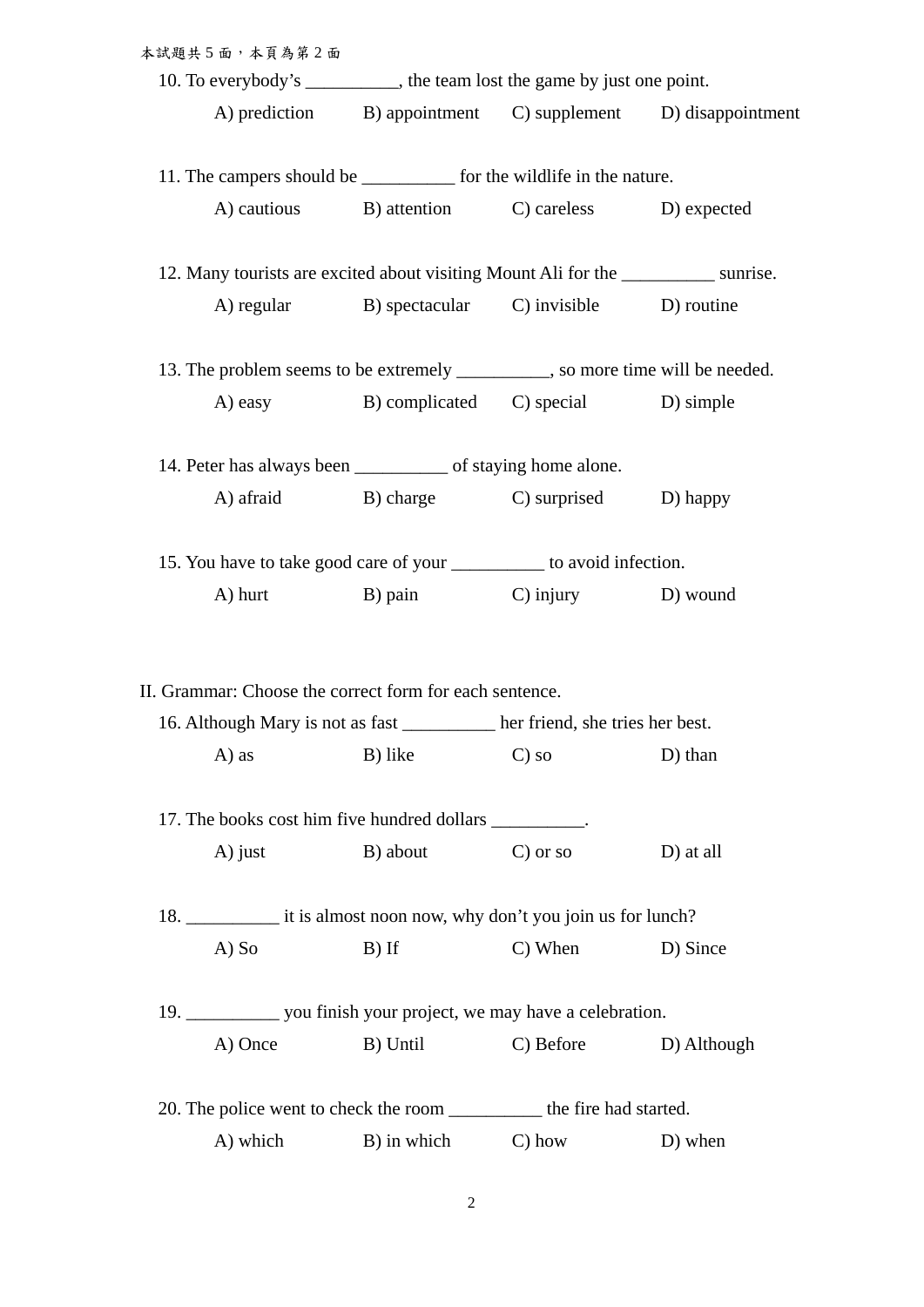10. To everybody's __________, the team lost the game by just one point.

    A) prediction    B) appointment    C) supplement    D) disappointment

11. The campers should be __________ for the wildlife in the nature.

    A) cautious    B) attention    C) careless    D) expected

12. Many tourists are excited about visiting Mount Ali for the __________ sunrise.

    A) regular    B) spectacular    C) invisible    D) routine

13. The problem seems to be extremely __________, so more time will be needed.

    A) easy    B) complicated    C) special    D) simple

14. Peter has always been __________ of staying home alone.

    A) afraid    B) charge    C) surprised    D) happy

15. You have to take good care of your __________ to avoid infection.

    A) hurt    B) pain    C) injury    D) wound

II. Grammar: Choose the correct form for each sentence.

16. Although Mary is not as fast __________ her friend, she tries her best.

    A) as    B) like    C) so    D) than

17. The books cost him five hundred dollars __________.

    A) just    B) about    C) or so    D) at all

18. __________ it is almost noon now, why don't you join us for lunch?

    A) So    B) If    C) When    D) Since

19. __________ you finish your project, we may have a celebration.

    A) Once    B) Until    C) Before    D) Although

20. The police went to check the room __________ the fire had started.

    A) which    B) in which    C) how    D) when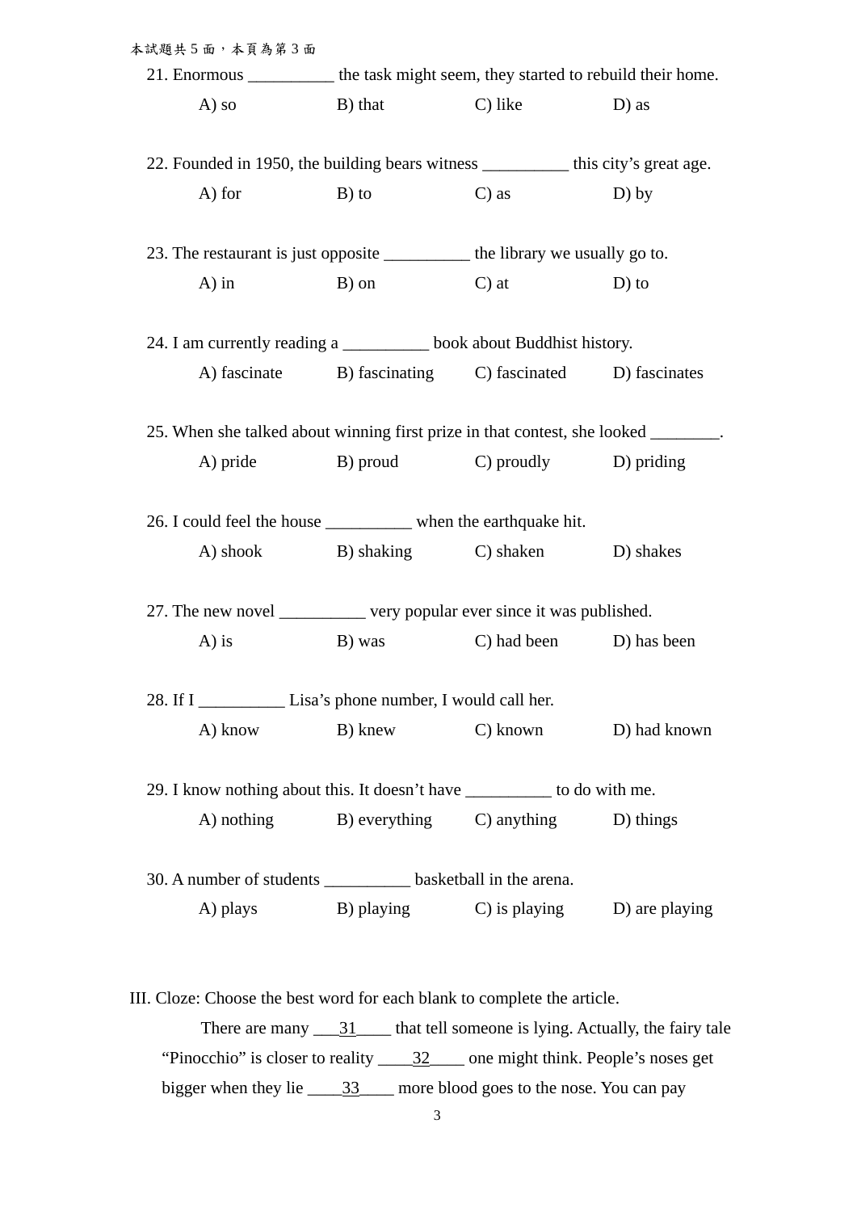21. Enormous __________ the task might seem, they started to rebuild their home.

A) so B) that C) like D) as

22. Founded in 1950, the building bears witness __________ this city's great age.

A) for B) to C) as D) by

23. The restaurant is just opposite __________ the library we usually go to.

A) in B) on C) at D) to

24. I am currently reading a __________ book about Buddhist history.

A) fascinate B) fascinating C) fascinated D) fascinates

25. When she talked about winning first prize in that contest, she looked ________.

A) pride B) proud C) proudly D) priding

26. I could feel the house __________ when the earthquake hit.

A) shook B) shaking C) shaken D) shakes

27. The new novel __________ very popular ever since it was published.

A) is B) was C) had been D) has been

28. If I __________ Lisa's phone number, I would call her.

A) know B) knew C) known D) had known

29. I know nothing about this. It doesn't have __________ to do with me.

A) nothing B) everything C) anything D) things

30. A number of students __________ basketball in the arena.

A) plays B) playing C) is playing D) are playing

III. Cloze: Choose the best word for each blank to complete the article.

There are many ___31____ that tell someone is lying. Actually, the fairy tale "Pinocchio" is closer to reality ____32____ one might think. People's noses get bigger when they lie ____33____ more blood goes to the nose. You can pay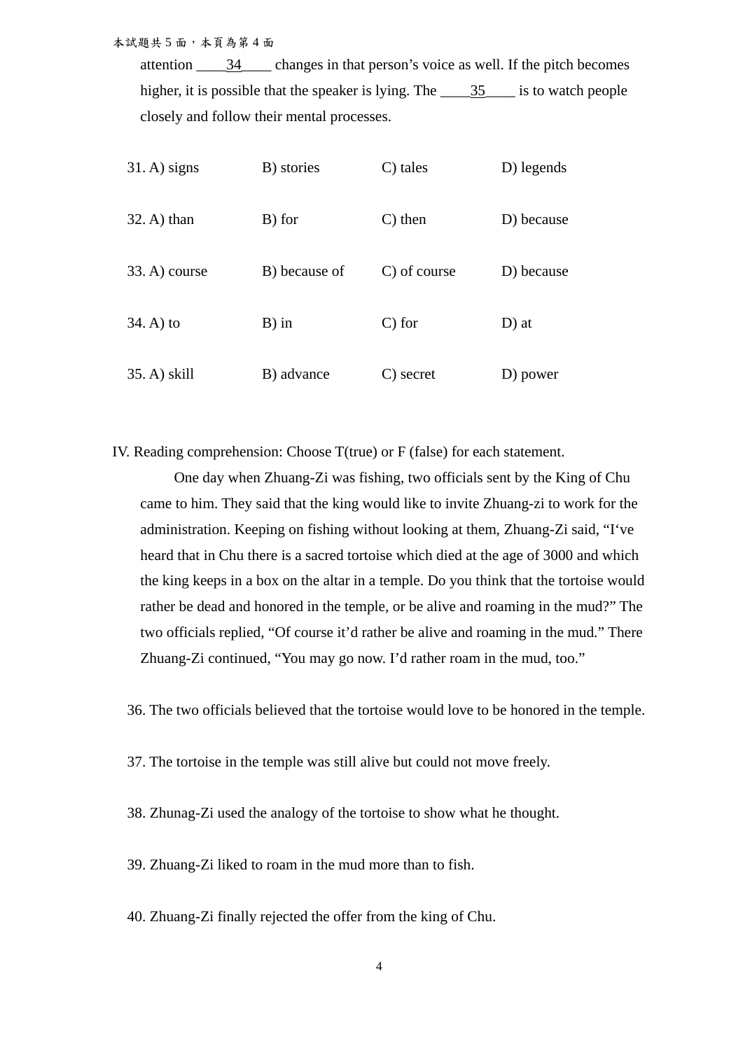attention ____34____ changes in that person's voice as well. If the pitch becomes higher, it is possible that the speaker is lying. The ____35____ is to watch people closely and follow their mental processes.

31. A) signs B) stories C) tales D) legends

32. A) than B) for C) then D) because

33. A) course B) because of C) of course D) because

34. A) to B) in C) for D) at

35. A) skill B) advance C) secret D) power

IV. Reading comprehension: Choose T(true) or F (false) for each statement.

One day when Zhuang-Zi was fishing, two officials sent by the King of Chu came to him. They said that the king would like to invite Zhuang-zi to work for the administration. Keeping on fishing without looking at them, Zhuang-Zi said, "I've heard that in Chu there is a sacred tortoise which died at the age of 3000 and which the king keeps in a box on the altar in a temple. Do you think that the tortoise would rather be dead and honored in the temple, or be alive and roaming in the mud?" The two officials replied, "Of course it'd rather be alive and roaming in the mud." There Zhuang-Zi continued, "You may go now. I'd rather roam in the mud, too."

36. The two officials believed that the tortoise would love to be honored in the temple.

37. The tortoise in the temple was still alive but could not move freely.

38. Zhunag-Zi used the analogy of the tortoise to show what he thought.

39. Zhuang-Zi liked to roam in the mud more than to fish.

40. Zhuang-Zi finally rejected the offer from the king of Chu.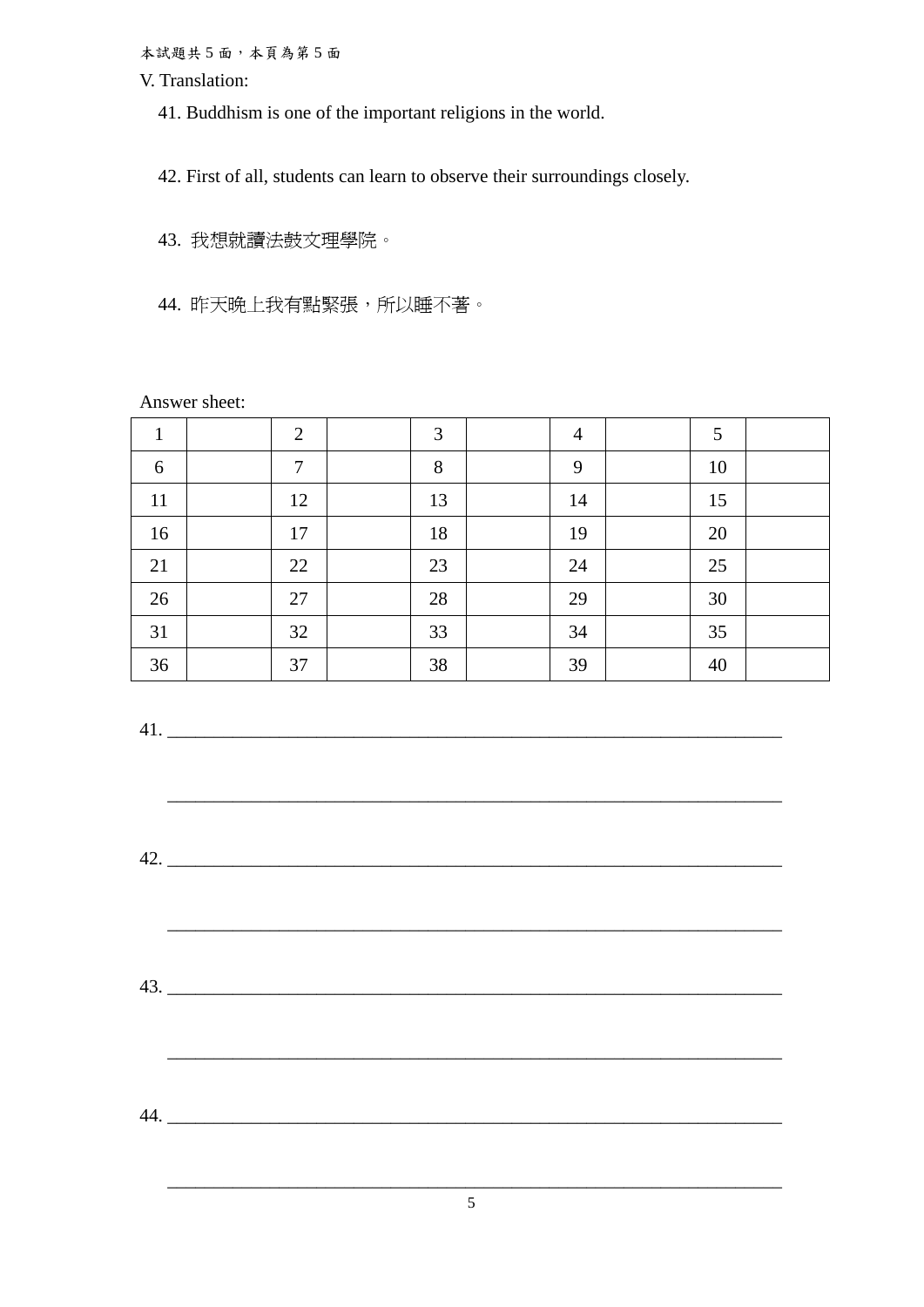V. Translation:

41. Buddhism is one of the important religions in the world.

42. First of all, students can learn to observe their surroundings closely.

43. 我想就讀法鼓文理學院。

44. 昨天晚上我有點緊張，所以睡不著。

Answer sheet:

| | | | | | | | | | |
|---|---|---|---|---|---|---|---|---|---|
| 1 | | 2 | | 3 | | 4 | | 5 | |
| 6 | | 7 | | 8 | | 9 | | 10 | |
| 11 | | 12 | | 13 | | 14 | | 15 | |
| 16 | | 17 | | 18 | | 19 | | 20 | |
| 21 | | 22 | | 23 | | 24 | | 25 | |
| 26 | | 27 | | 28 | | 29 | | 30 | |
| 31 | | 32 | | 33 | | 34 | | 35 | |
| 36 | | 37 | | 38 | | 39 | | 40 | |

41. ________________________________________________________________

________________________________________________________________

42. ________________________________________________________________

________________________________________________________________

43. ________________________________________________________________

________________________________________________________________

44. ________________________________________________________________

________________________________________________________________